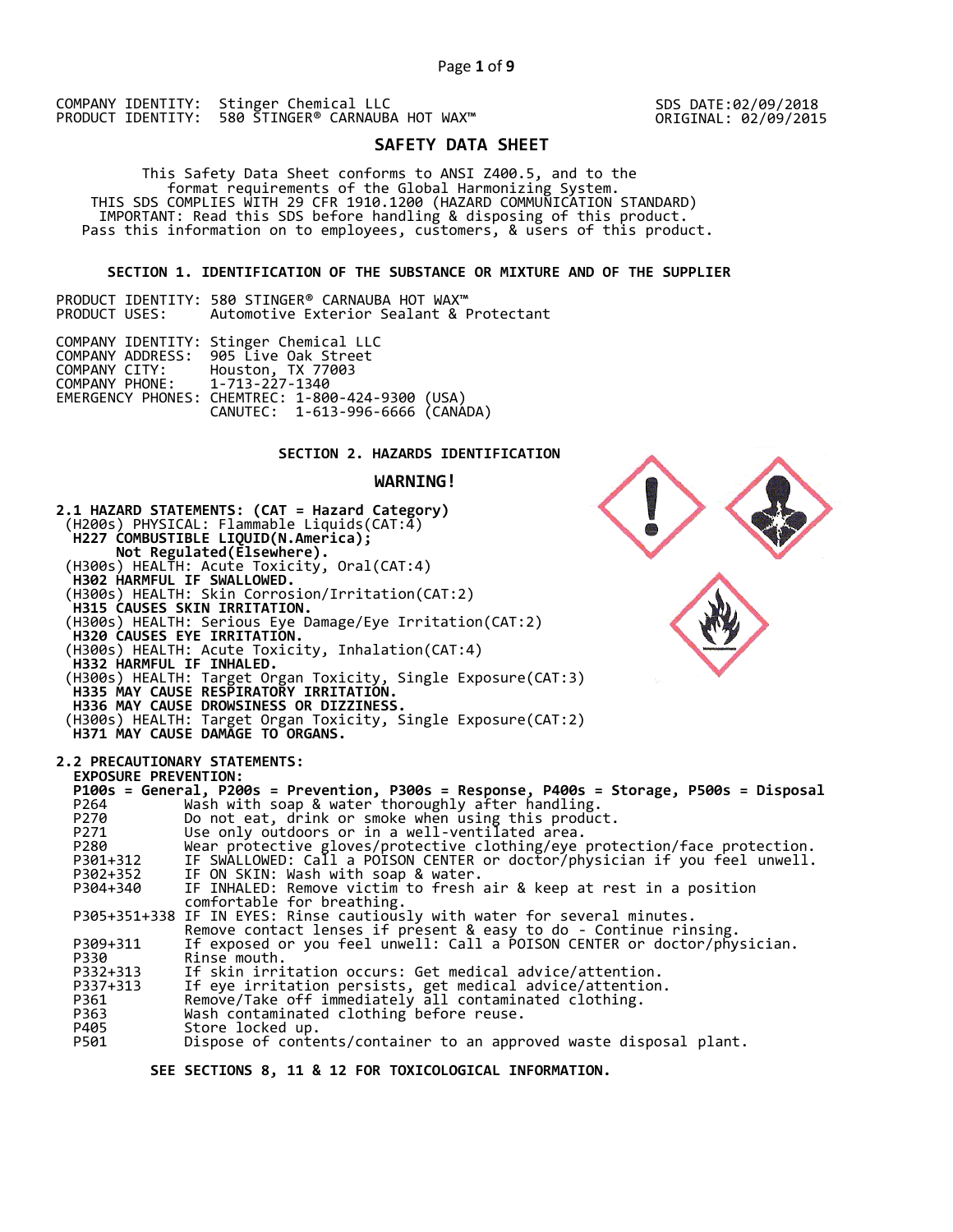COMPANY IDENTITY: Stinger Chemical LLC
PRODUCT IDENTITY: 580 STINGER® CARNAUBA HOT WAX™

SDS DATE:02/09/2018
ORIGINAL: 02/09/2015

# SAFETY DATA SHEET

This Safety Data Sheet conforms to ANSI Z400.5, and to the format requirements of the Global Harmonizing System.
THIS SDS COMPLIES WITH 29 CFR 1910.1200 (HAZARD COMMUNICATION STANDARD)
IMPORTANT: Read this SDS before handling & disposing of this product.
Pass this information on to employees, customers, & users of this product.

## SECTION 1. IDENTIFICATION OF THE SUBSTANCE OR MIXTURE AND OF THE SUPPLIER

PRODUCT IDENTITY: 580 STINGER® CARNAUBA HOT WAX™
PRODUCT USES: Automotive Exterior Sealant & Protectant

COMPANY IDENTITY: Stinger Chemical LLC
COMPANY ADDRESS: 905 Live Oak Street
COMPANY CITY: Houston, TX 77003
COMPANY PHONE: 1-713-227-1340
EMERGENCY PHONES: CHEMTREC: 1-800-424-9300 (USA)
CANUTEC: 1-613-996-6666 (CANADA)

## SECTION 2. HAZARDS IDENTIFICATION

### WARNING!

**2.1 HAZARD STATEMENTS: (CAT = Hazard Category)**

(H200s) PHYSICAL: Flammable Liquids(CAT:4)
**H227 COMBUSTIBLE LIQUID(N.America);**
**Not Regulated(Elsewhere).**
(H300s) HEALTH: Acute Toxicity, Oral(CAT:4)
**H302 HARMFUL IF SWALLOWED.**
(H300s) HEALTH: Skin Corrosion/Irritation(CAT:2)
**H315 CAUSES SKIN IRRITATION.**
(H300s) HEALTH: Serious Eye Damage/Eye Irritation(CAT:2)
**H320 CAUSES EYE IRRITATION.**
(H300s) HEALTH: Acute Toxicity, Inhalation(CAT:4)
**H332 HARMFUL IF INHALED.**
(H300s) HEALTH: Target Organ Toxicity, Single Exposure(CAT:3)
**H335 MAY CAUSE RESPIRATORY IRRITATION.**
**H336 MAY CAUSE DROWSINESS OR DIZZINESS.**
(H300s) HEALTH: Target Organ Toxicity, Single Exposure(CAT:2)
**H371 MAY CAUSE DAMAGE TO ORGANS.**

**2.2 PRECAUTIONARY STATEMENTS:**

**EXPOSURE PREVENTION:**
**P100s = General, P200s = Prevention, P300s = Response, P400s = Storage, P500s = Disposal**

| | |
|---|---|
| P264 | Wash with soap & water thoroughly after handling. |
| P270 | Do not eat, drink or smoke when using this product. |
| P271 | Use only outdoors or in a well-ventilated area. |
| P280 | Wear protective gloves/protective clothing/eye protection/face protection. |
| P301+312 | IF SWALLOWED: Call a POISON CENTER or doctor/physician if you feel unwell. |
| P302+352 | IF ON SKIN: Wash with soap & water. |
| P304+340 | IF INHALED: Remove victim to fresh air & keep at rest in a position comfortable for breathing. |
| P305+351+338 | IF IN EYES: Rinse cautiously with water for several minutes. Remove contact lenses if present & easy to do - Continue rinsing. |
| P309+311 | If exposed or you feel unwell: Call a POISON CENTER or doctor/physician. |
| P330 | Rinse mouth. |
| P332+313 | If skin irritation occurs: Get medical advice/attention. |
| P337+313 | If eye irritation persists, get medical advice/attention. |
| P361 | Remove/Take off immediately all contaminated clothing. |
| P363 | Wash contaminated clothing before reuse. |
| P405 | Store locked up. |
| P501 | Dispose of contents/container to an approved waste disposal plant. |

**SEE SECTIONS 8, 11 & 12 FOR TOXICOLOGICAL INFORMATION.**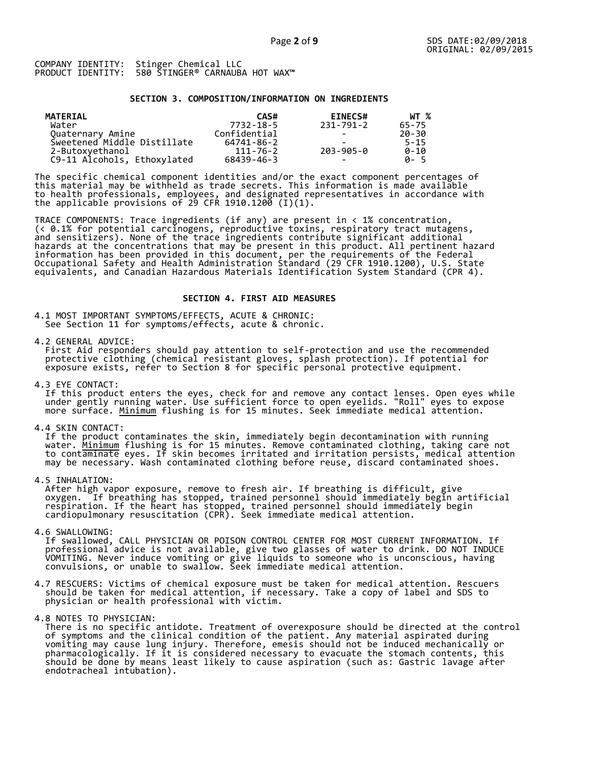COMPANY IDENTITY: Stinger Chemical LLC
PRODUCT IDENTITY: 580 STINGER® CARNAUBA HOT WAX™

## SECTION 3. COMPOSITION/INFORMATION ON INGREDIENTS

| MATERIAL | CAS# | EINECS# | WT % |
|---|---|---|---|
| Water | 7732-18-5 | 231-791-2 | 65-75 |
| Quaternary Amine | Confidential | - | 20-30 |
| Sweetened Middle Distillate | 64741-86-2 | - | 5-15 |
| 2-Butoxyethanol | 111-76-2 | 203-905-0 | 0-10 |
| C9-11 Alcohols, Ethoxylated | 68439-46-3 | - | 0- 5 |

The specific chemical component identities and/or the exact component percentages of this material may be withheld as trade secrets. This information is made available to health professionals, employees, and designated representatives in accordance with the applicable provisions of 29 CFR 1910.1200 (I)(1).

TRACE COMPONENTS: Trace ingredients (if any) are present in < 1% concentration, (< 0.1% for potential carcinogens, reproductive toxins, respiratory tract mutagens, and sensitizers). None of the trace ingredients contribute significant additional hazards at the concentrations that may be present in this product. All pertinent hazard information has been provided in this document, per the requirements of the Federal Occupational Safety and Health Administration Standard (29 CFR 1910.1200), U.S. State equivalents, and Canadian Hazardous Materials Identification System Standard (CPR 4).

## SECTION 4. FIRST AID MEASURES

4.1 MOST IMPORTANT SYMPTOMS/EFFECTS, ACUTE & CHRONIC:
See Section 11 for symptoms/effects, acute & chronic.

4.2 GENERAL ADVICE:
First Aid responders should pay attention to self-protection and use the recommended protective clothing (chemical resistant gloves, splash protection). If potential for exposure exists, refer to Section 8 for specific personal protective equipment.

4.3 EYE CONTACT:
If this product enters the eyes, check for and remove any contact lenses. Open eyes while under gently running water. Use sufficient force to open eyelids. "Roll" eyes to expose more surface. Minimum flushing is for 15 minutes. Seek immediate medical attention.

4.4 SKIN CONTACT:
If the product contaminates the skin, immediately begin decontamination with running water. Minimum flushing is for 15 minutes. Remove contaminated clothing, taking care not to contaminate eyes. If skin becomes irritated and irritation persists, medical attention may be necessary. Wash contaminated clothing before reuse, discard contaminated shoes.

4.5 INHALATION:
After high vapor exposure, remove to fresh air. If breathing is difficult, give oxygen. If breathing has stopped, trained personnel should immediately begin artificial respiration. If the heart has stopped, trained personnel should immediately begin cardiopulmonary resuscitation (CPR). Seek immediate medical attention.

4.6 SWALLOWING:
If swallowed, CALL PHYSICIAN OR POISON CONTROL CENTER FOR MOST CURRENT INFORMATION. If professional advice is not available, give two glasses of water to drink. DO NOT INDUCE VOMITING. Never induce vomiting or give liquids to someone who is unconscious, having convulsions, or unable to swallow. Seek immediate medical attention.

4.7 RESCUERS: Victims of chemical exposure must be taken for medical attention. Rescuers should be taken for medical attention, if necessary. Take a copy of label and SDS to physician or health professional with victim.

4.8 NOTES TO PHYSICIAN:
There is no specific antidote. Treatment of overexposure should be directed at the control of symptoms and the clinical condition of the patient. Any material aspirated during vomiting may cause lung injury. Therefore, emesis should not be induced mechanically or pharmacologically. If it is considered necessary to evacuate the stomach contents, this should be done by means least likely to cause aspiration (such as: Gastric lavage after endotracheal intubation).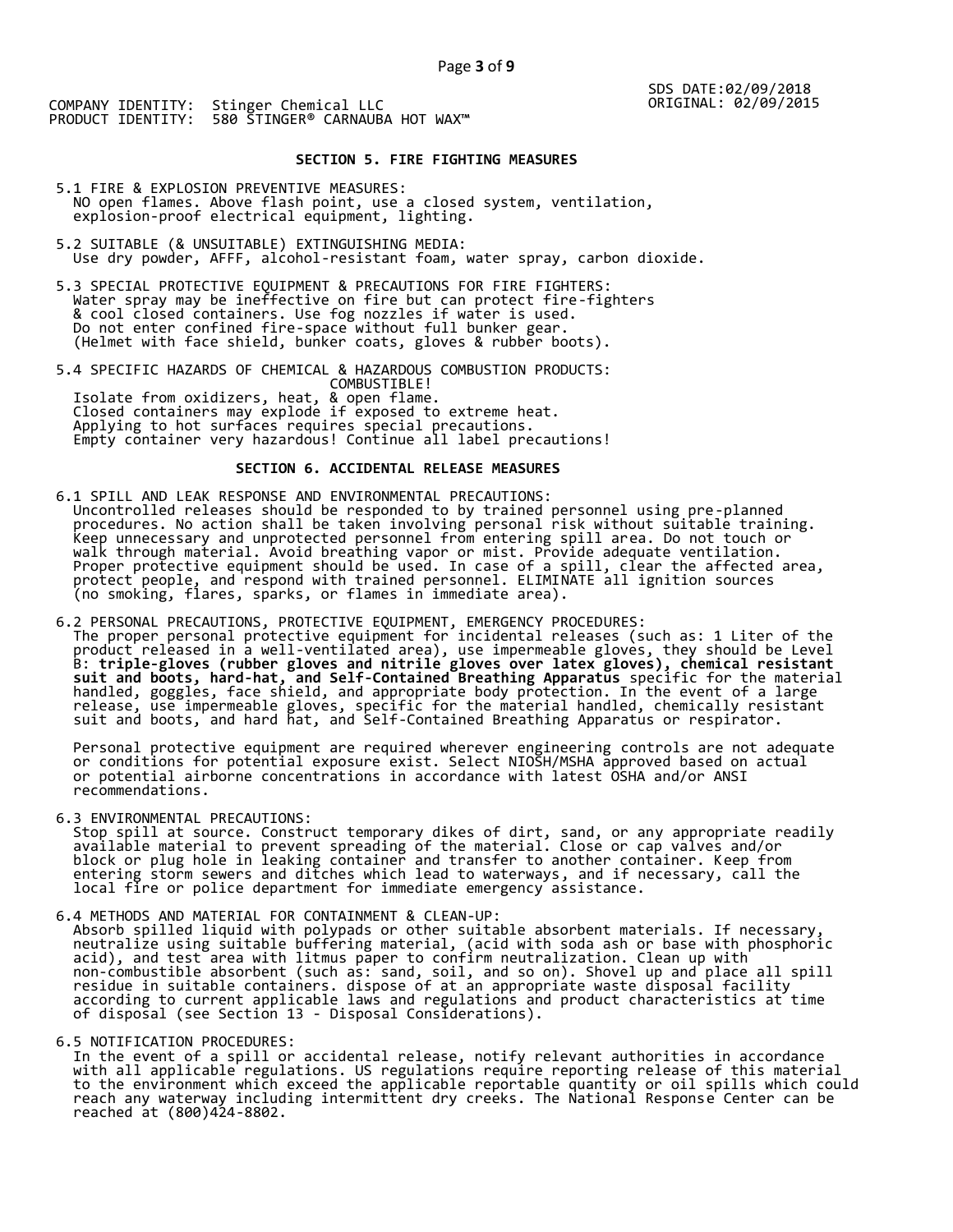SDS DATE:02/09/2018
ORIGINAL: 02/09/2015

COMPANY IDENTITY: Stinger Chemical LLC
PRODUCT IDENTITY: 580 STINGER® CARNAUBA HOT WAX™

## SECTION 5. FIRE FIGHTING MEASURES

5.1 FIRE & EXPLOSION PREVENTIVE MEASURES:
NO open flames. Above flash point, use a closed system, ventilation, explosion-proof electrical equipment, lighting.

5.2 SUITABLE (& UNSUITABLE) EXTINGUISHING MEDIA:
Use dry powder, AFFF, alcohol-resistant foam, water spray, carbon dioxide.

5.3 SPECIAL PROTECTIVE EQUIPMENT & PRECAUTIONS FOR FIRE FIGHTERS:
Water spray may be ineffective on fire but can protect fire-fighters & cool closed containers. Use fog nozzles if water is used. Do not enter confined fire-space without full bunker gear. (Helmet with face shield, bunker coats, gloves & rubber boots).

5.4 SPECIFIC HAZARDS OF CHEMICAL & HAZARDOUS COMBUSTION PRODUCTS:
COMBUSTIBLE!
Isolate from oxidizers, heat, & open flame.
Closed containers may explode if exposed to extreme heat.
Applying to hot surfaces requires special precautions.
Empty container very hazardous! Continue all label precautions!

## SECTION 6. ACCIDENTAL RELEASE MEASURES

6.1 SPILL AND LEAK RESPONSE AND ENVIRONMENTAL PRECAUTIONS:
Uncontrolled releases should be responded to by trained personnel using pre-planned procedures. No action shall be taken involving personal risk without suitable training. Keep unnecessary and unprotected personnel from entering spill area. Do not touch or walk through material. Avoid breathing vapor or mist. Provide adequate ventilation. Proper protective equipment should be used. In case of a spill, clear the affected area, protect people, and respond with trained personnel. ELIMINATE all ignition sources (no smoking, flares, sparks, or flames in immediate area).

6.2 PERSONAL PRECAUTIONS, PROTECTIVE EQUIPMENT, EMERGENCY PROCEDURES:
The proper personal protective equipment for incidental releases (such as: 1 Liter of the product released in a well-ventilated area), use impermeable gloves, they should be Level B: **triple-gloves (rubber gloves and nitrile gloves over latex gloves), chemical resistant suit and boots, hard-hat, and Self-Contained Breathing Apparatus** specific for the material handled, goggles, face shield, and appropriate body protection. In the event of a large release, use impermeable gloves, specific for the material handled, chemically resistant suit and boots, and hard hat, and Self-Contained Breathing Apparatus or respirator.

Personal protective equipment are required wherever engineering controls are not adequate or conditions for potential exposure exist. Select NIOSH/MSHA approved based on actual or potential airborne concentrations in accordance with latest OSHA and/or ANSI recommendations.

6.3 ENVIRONMENTAL PRECAUTIONS:
Stop spill at source. Construct temporary dikes of dirt, sand, or any appropriate readily available material to prevent spreading of the material. Close or cap valves and/or block or plug hole in leaking container and transfer to another container. Keep from entering storm sewers and ditches which lead to waterways, and if necessary, call the local fire or police department for immediate emergency assistance.

6.4 METHODS AND MATERIAL FOR CONTAINMENT & CLEAN-UP:
Absorb spilled liquid with polypads or other suitable absorbent materials. If necessary, neutralize using suitable buffering material, (acid with soda ash or base with phosphoric acid), and test area with litmus paper to confirm neutralization. Clean up with non-combustible absorbent (such as: sand, soil, and so on). Shovel up and place all spill residue in suitable containers. dispose of at an appropriate waste disposal facility according to current applicable laws and regulations and product characteristics at time of disposal (see Section 13 - Disposal Considerations).

6.5 NOTIFICATION PROCEDURES:
In the event of a spill or accidental release, notify relevant authorities in accordance with all applicable regulations. US regulations require reporting release of this material to the environment which exceed the applicable reportable quantity or oil spills which could reach any waterway including intermittent dry creeks. The National Response Center can be reached at (800)424-8802.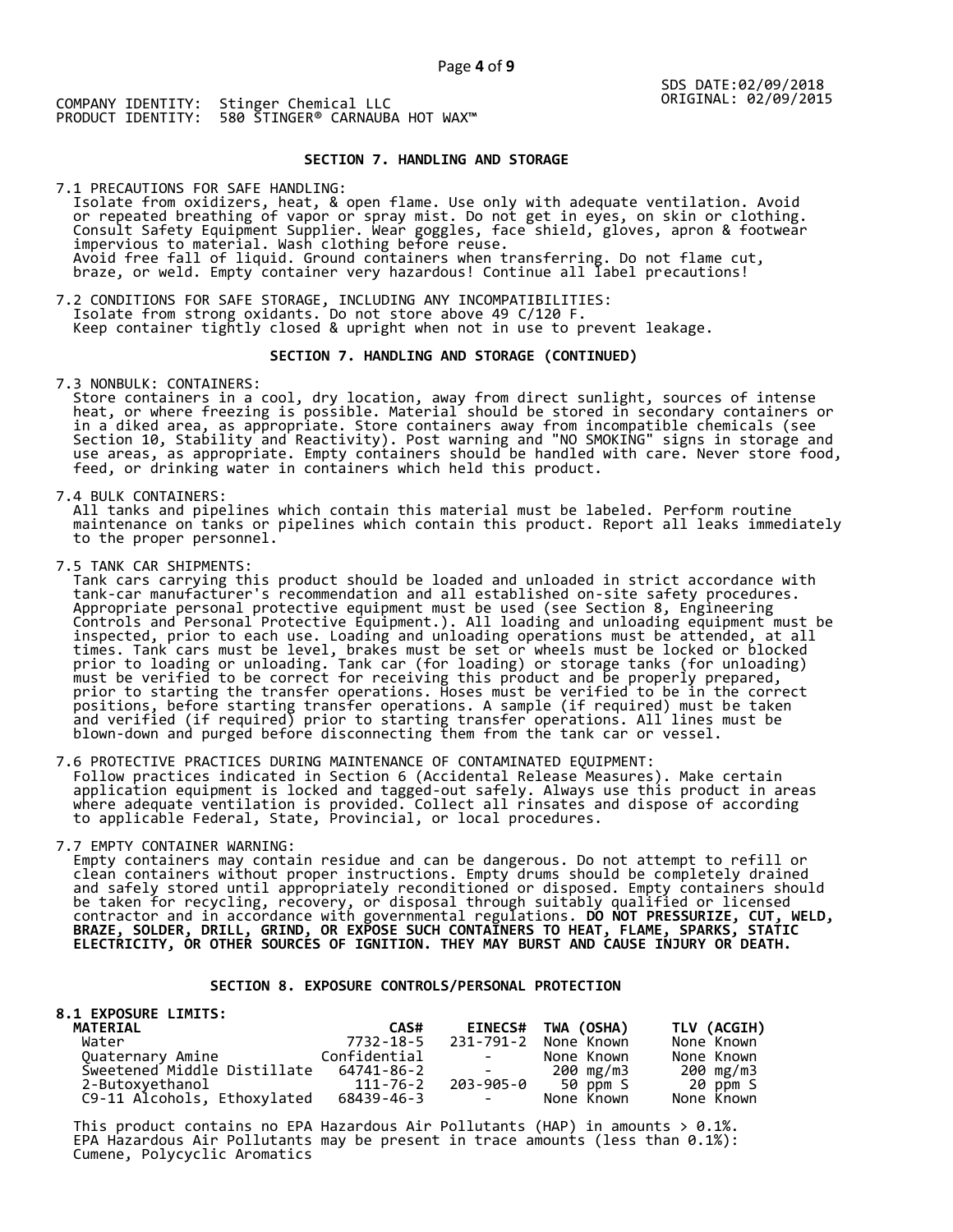SDS DATE:02/09/2018
ORIGINAL: 02/09/2015

COMPANY IDENTITY: Stinger Chemical LLC
PRODUCT IDENTITY: 580 STINGER® CARNAUBA HOT WAX™

## SECTION 7. HANDLING AND STORAGE

7.1 PRECAUTIONS FOR SAFE HANDLING:
Isolate from oxidizers, heat, & open flame. Use only with adequate ventilation. Avoid or repeated breathing of vapor or spray mist. Do not get in eyes, on skin or clothing. Consult Safety Equipment Supplier. Wear goggles, face shield, gloves, apron & footwear impervious to material. Wash clothing before reuse.
Avoid free fall of liquid. Ground containers when transferring. Do not flame cut, braze, or weld. Empty container very hazardous! Continue all label precautions!

7.2 CONDITIONS FOR SAFE STORAGE, INCLUDING ANY INCOMPATIBILITIES:
Isolate from strong oxidants. Do not store above 49 C/120 F.
Keep container tightly closed & upright when not in use to prevent leakage.

## SECTION 7. HANDLING AND STORAGE (CONTINUED)

7.3 NONBULK: CONTAINERS:
Store containers in a cool, dry location, away from direct sunlight, sources of intense heat, or where freezing is possible. Material should be stored in secondary containers or in a diked area, as appropriate. Store containers away from incompatible chemicals (see Section 10, Stability and Reactivity). Post warning and "NO SMOKING" signs in storage and use areas, as appropriate. Empty containers should be handled with care. Never store food, feed, or drinking water in containers which held this product.

7.4 BULK CONTAINERS:
All tanks and pipelines which contain this material must be labeled. Perform routine maintenance on tanks or pipelines which contain this product. Report all leaks immediately to the proper personnel.

7.5 TANK CAR SHIPMENTS:
Tank cars carrying this product should be loaded and unloaded in strict accordance with tank-car manufacturer's recommendation and all established on-site safety procedures. Appropriate personal protective equipment must be used (see Section 8, Engineering Controls and Personal Protective Equipment.). All loading and unloading equipment must be inspected, prior to each use. Loading and unloading operations must be attended, at all times. Tank cars must be level, brakes must be set or wheels must be locked or blocked prior to loading or unloading. Tank car (for loading) or storage tanks (for unloading) must be verified to be correct for receiving this product and be properly prepared, prior to starting the transfer operations. Hoses must be verified to be in the correct positions, before starting transfer operations. A sample (if required) must be taken and verified (if required) prior to starting transfer operations. All lines must be blown-down and purged before disconnecting them from the tank car or vessel.

7.6 PROTECTIVE PRACTICES DURING MAINTENANCE OF CONTAMINATED EQUIPMENT:
Follow practices indicated in Section 6 (Accidental Release Measures). Make certain application equipment is locked and tagged-out safely. Always use this product in areas where adequate ventilation is provided. Collect all rinsates and dispose of according to applicable Federal, State, Provincial, or local procedures.

7.7 EMPTY CONTAINER WARNING:
Empty containers may contain residue and can be dangerous. Do not attempt to refill or clean containers without proper instructions. Empty drums should be completely drained and safely stored until appropriately reconditioned or disposed. Empty containers should be taken for recycling, recovery, or disposal through suitably qualified or licensed contractor and in accordance with governmental regulations. **DO NOT PRESSURIZE, CUT, WELD, BRAZE, SOLDER, DRILL, GRIND, OR EXPOSE SUCH CONTAINERS TO HEAT, FLAME, SPARKS, STATIC ELECTRICITY, OR OTHER SOURCES OF IGNITION. THEY MAY BURST AND CAUSE INJURY OR DEATH.**

## SECTION 8. EXPOSURE CONTROLS/PERSONAL PROTECTION

**8.1 EXPOSURE LIMITS:**

| MATERIAL | CAS# | EINECS# | TWA (OSHA) | TLV (ACGIH) |
|---|---|---|---|---|
| Water | 7732-18-5 | 231-791-2 | None Known | None Known |
| Quaternary Amine | Confidential | - | None Known | None Known |
| Sweetened Middle Distillate | 64741-86-2 | - | 200 mg/m3 | 200 mg/m3 |
| 2-Butoxyethanol | 111-76-2 | 203-905-0 | 50 ppm S | 20 ppm S |
| C9-11 Alcohols, Ethoxylated | 68439-46-3 | - | None Known | None Known |

This product contains no EPA Hazardous Air Pollutants (HAP) in amounts > 0.1%.
EPA Hazardous Air Pollutants may be present in trace amounts (less than 0.1%):
Cumene, Polycyclic Aromatics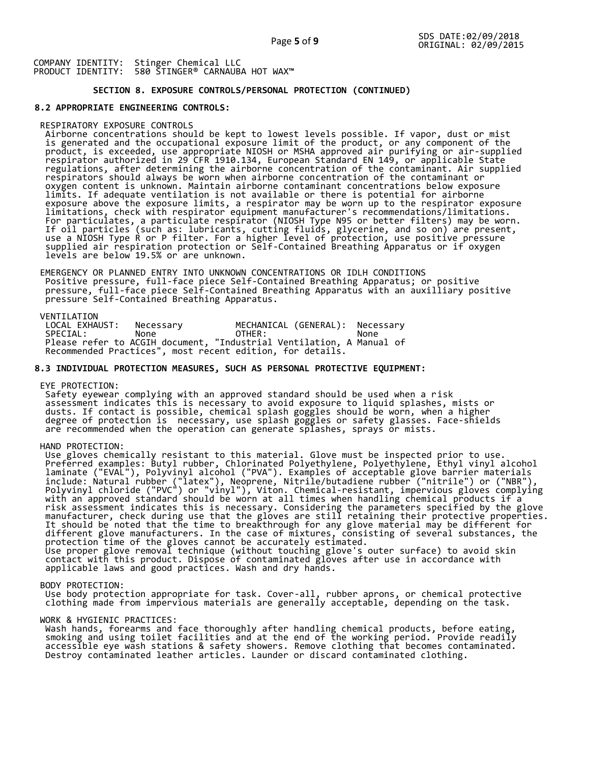COMPANY IDENTITY: Stinger Chemical LLC
PRODUCT IDENTITY: 580 STINGER® CARNAUBA HOT WAX™

## SECTION 8. EXPOSURE CONTROLS/PERSONAL PROTECTION (CONTINUED)

### 8.2 APPROPRIATE ENGINEERING CONTROLS:

RESPIRATORY EXPOSURE CONTROLS
Airborne concentrations should be kept to lowest levels possible. If vapor, dust or mist is generated and the occupational exposure limit of the product, or any component of the product, is exceeded, use appropriate NIOSH or MSHA approved air purifying or air-supplied respirator authorized in 29 CFR 1910.134, European Standard EN 149, or applicable State regulations, after determining the airborne concentration of the contaminant. Air supplied respirators should always be worn when airborne concentration of the contaminant or oxygen content is unknown. Maintain airborne contaminant concentrations below exposure limits. If adequate ventilation is not available or there is potential for airborne exposure above the exposure limits, a respirator may be worn up to the respirator exposure limitations, check with respirator equipment manufacturer's recommendations/limitations. For particulates, a particulate respirator (NIOSH Type N95 or better filters) may be worn. If oil particles (such as: lubricants, cutting fluids, glycerine, and so on) are present, use a NIOSH Type R or P filter. For a higher level of protection, use positive pressure supplied air respiration protection or Self-Contained Breathing Apparatus or if oxygen levels are below 19.5% or are unknown.

EMERGENCY OR PLANNED ENTRY INTO UNKNOWN CONCENTRATIONS OR IDLH CONDITIONS
Positive pressure, full-face piece Self-Contained Breathing Apparatus; or positive pressure, full-face piece Self-Contained Breathing Apparatus with an auxilliary positive pressure Self-Contained Breathing Apparatus.

VENTILATION

| | | | |
|---|---|---|---|
| LOCAL EXHAUST: | Necessary | MECHANICAL (GENERAL): | Necessary |
| SPECIAL: | None | OTHER: | None |

Please refer to ACGIH document, "Industrial Ventilation, A Manual of Recommended Practices", most recent edition, for details.

### 8.3 INDIVIDUAL PROTECTION MEASURES, SUCH AS PERSONAL PROTECTIVE EQUIPMENT:

EYE PROTECTION:
Safety eyewear complying with an approved standard should be used when a risk assessment indicates this is necessary to avoid exposure to liquid splashes, mists or dusts. If contact is possible, chemical splash goggles should be worn, when a higher degree of protection is necessary, use splash goggles or safety glasses. Face-shields are recommended when the operation can generate splashes, sprays or mists.

HAND PROTECTION:
Use gloves chemically resistant to this material. Glove must be inspected prior to use. Preferred examples: Butyl rubber, Chlorinated Polyethylene, Polyethylene, Ethyl vinyl alcohol laminate ("EVAL"), Polyvinyl alcohol ("PVA"). Examples of acceptable glove barrier materials include: Natural rubber ("latex"), Neoprene, Nitrile/butadiene rubber ("nitrile") or ("NBR"), Polyvinyl chloride ("PVC") or "vinyl"), Viton. Chemical-resistant, impervious gloves complying with an approved standard should be worn at all times when handling chemical products if a risk assessment indicates this is necessary. Considering the parameters specified by the glove manufacturer, check during use that the gloves are still retaining their protective properties. It should be noted that the time to breakthrough for any glove material may be different for different glove manufacturers. In the case of mixtures, consisting of several substances, the protection time of the gloves cannot be accurately estimated.
Use proper glove removal technique (without touching glove's outer surface) to avoid skin contact with this product. Dispose of contaminated gloves after use in accordance with applicable laws and good practices. Wash and dry hands.

BODY PROTECTION:
Use body protection appropriate for task. Cover-all, rubber aprons, or chemical protective clothing made from impervious materials are generally acceptable, depending on the task.

WORK & HYGIENIC PRACTICES:
Wash hands, forearms and face thoroughly after handling chemical products, before eating, smoking and using toilet facilities and at the end of the working period. Provide readily accessible eye wash stations & safety showers. Remove clothing that becomes contaminated. Destroy contaminated leather articles. Launder or discard contaminated clothing.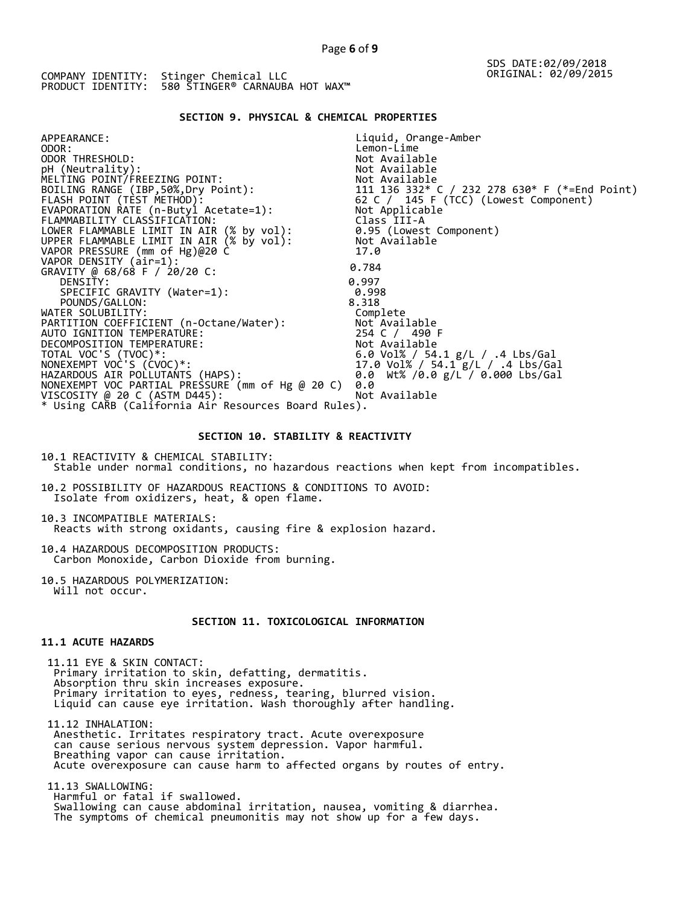COMPANY IDENTITY: Stinger Chemical LLC
PRODUCT IDENTITY: 580 STINGER® CARNAUBA HOT WAX™

SDS DATE:02/09/2018
ORIGINAL: 02/09/2015

## SECTION 9. PHYSICAL & CHEMICAL PROPERTIES

| Property | Value |
|---|---|
| APPEARANCE: | Liquid, Orange-Amber |
| ODOR: | Lemon-Lime |
| ODOR THRESHOLD: | Not Available |
| pH (Neutrality): | Not Available |
| MELTING POINT/FREEZING POINT: | Not Available |
| BOILING RANGE (IBP,50%,Dry Point): | 111 136 332* C / 232 278 630* F (*=End Point) |
| FLASH POINT (TEST METHOD): | 62 C / 145 F (TCC) (Lowest Component) |
| EVAPORATION RATE (n-Butyl Acetate=1): | Not Applicable |
| FLAMMABILITY CLASSIFICATION: | Class III-A |
| LOWER FLAMMABLE LIMIT IN AIR (% by vol): | 0.95 (Lowest Component) |
| UPPER FLAMMABLE LIMIT IN AIR (% by vol): | Not Available |
| VAPOR PRESSURE (mm of Hg)@20 C | 17.0 |
| VAPOR DENSITY (air=1): | 0.784 |
| GRAVITY @ 68/68 F / 20/20 C: | |
| DENSITY: | 0.997 |
| SPECIFIC GRAVITY (Water=1): | 0.998 |
| POUNDS/GALLON: | 8.318 |
| WATER SOLUBILITY: | Complete |
| PARTITION COEFFICIENT (n-Octane/Water): | Not Available |
| AUTO IGNITION TEMPERATURE: | 254 C / 490 F |
| DECOMPOSITION TEMPERATURE: | Not Available |
| TOTAL VOC'S (TVOC)*: | 6.0 Vol% / 54.1 g/L / .4 Lbs/Gal |
| NONEXEMPT VOC'S (CVOC)*: | 17.0 Vol% / 54.1 g/L / .4 Lbs/Gal |
| HAZARDOUS AIR POLLUTANTS (HAPS): | 0.0 Wt% /0.0 g/L / 0.000 Lbs/Gal |
| NONEXEMPT VOC PARTIAL PRESSURE (mm of Hg @ 20 C) | 0.0 |
| VISCOSITY @ 20 C (ASTM D445): | Not Available |

\* Using CARB (California Air Resources Board Rules).

## SECTION 10. STABILITY & REACTIVITY

10.1 REACTIVITY & CHEMICAL STABILITY:
Stable under normal conditions, no hazardous reactions when kept from incompatibles.

10.2 POSSIBILITY OF HAZARDOUS REACTIONS & CONDITIONS TO AVOID:
Isolate from oxidizers, heat, & open flame.

10.3 INCOMPATIBLE MATERIALS:
Reacts with strong oxidants, causing fire & explosion hazard.

10.4 HAZARDOUS DECOMPOSITION PRODUCTS:
Carbon Monoxide, Carbon Dioxide from burning.

10.5 HAZARDOUS POLYMERIZATION:
Will not occur.

## SECTION 11. TOXICOLOGICAL INFORMATION

### 11.1 ACUTE HAZARDS

11.11 EYE & SKIN CONTACT:
Primary irritation to skin, defatting, dermatitis.
Absorption thru skin increases exposure.
Primary irritation to eyes, redness, tearing, blurred vision.
Liquid can cause eye irritation. Wash thoroughly after handling.

11.12 INHALATION:
Anesthetic. Irritates respiratory tract. Acute overexposure can cause serious nervous system depression. Vapor harmful.
Breathing vapor can cause irritation.
Acute overexposure can cause harm to affected organs by routes of entry.

11.13 SWALLOWING:
Harmful or fatal if swallowed.
Swallowing can cause abdominal irritation, nausea, vomiting & diarrhea.
The symptoms of chemical pneumonitis may not show up for a few days.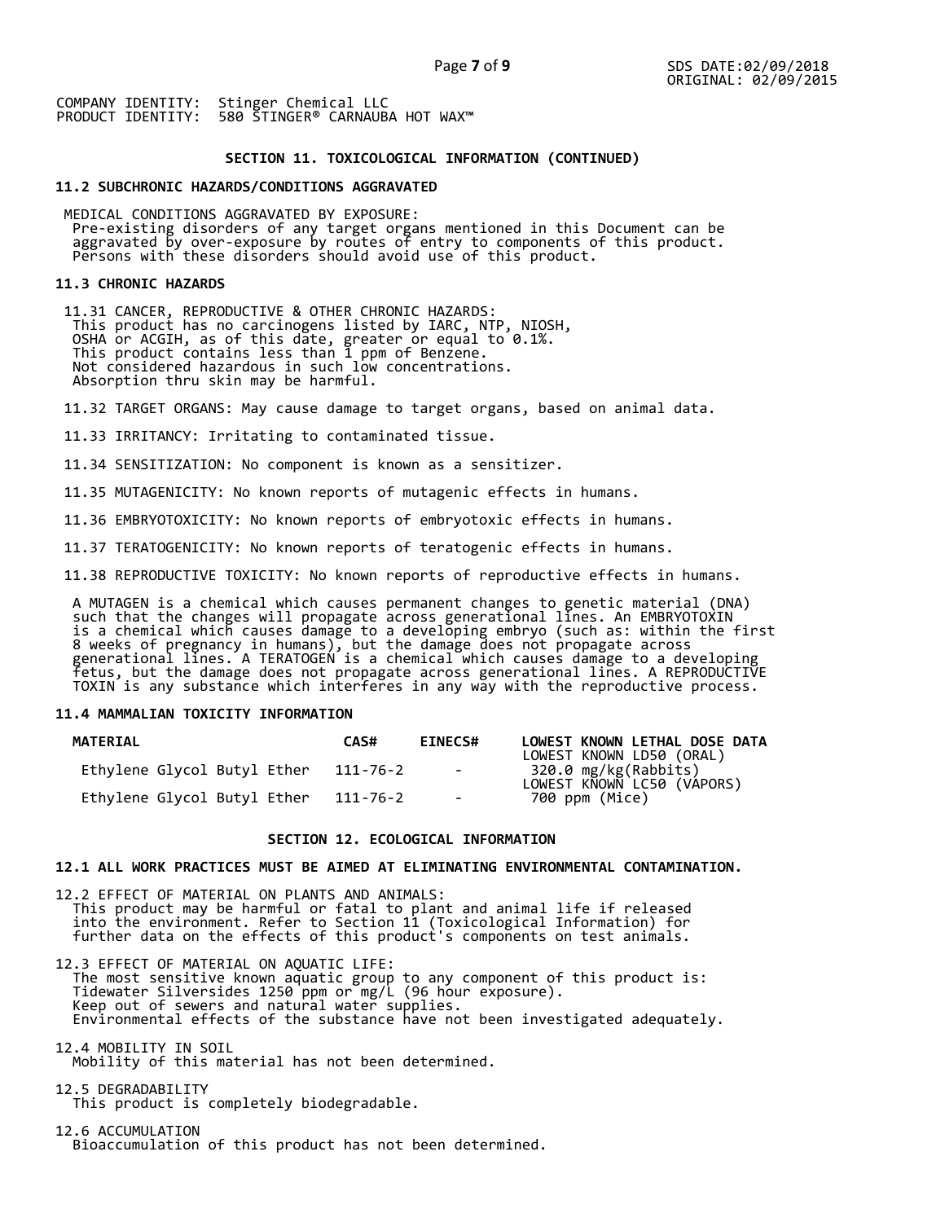COMPANY IDENTITY: Stinger Chemical LLC
PRODUCT IDENTITY: 580 STINGER® CARNAUBA HOT WAX™

## SECTION 11. TOXICOLOGICAL INFORMATION (CONTINUED)

### 11.2 SUBCHRONIC HAZARDS/CONDITIONS AGGRAVATED

MEDICAL CONDITIONS AGGRAVATED BY EXPOSURE:
Pre-existing disorders of any target organs mentioned in this Document can be aggravated by over-exposure by routes of entry to components of this product. Persons with these disorders should avoid use of this product.

### 11.3 CHRONIC HAZARDS

11.31 CANCER, REPRODUCTIVE & OTHER CHRONIC HAZARDS:
This product has no carcinogens listed by IARC, NTP, NIOSH, OSHA or ACGIH, as of this date, greater or equal to 0.1%.
This product contains less than 1 ppm of Benzene.
Not considered hazardous in such low concentrations.
Absorption thru skin may be harmful.

11.32 TARGET ORGANS: May cause damage to target organs, based on animal data.

11.33 IRRITANCY: Irritating to contaminated tissue.

11.34 SENSITIZATION: No component is known as a sensitizer.

11.35 MUTAGENICITY: No known reports of mutagenic effects in humans.

11.36 EMBRYOTOXICITY: No known reports of embryotoxic effects in humans.

11.37 TERATOGENICITY: No known reports of teratogenic effects in humans.

11.38 REPRODUCTIVE TOXICITY: No known reports of reproductive effects in humans.

A MUTAGEN is a chemical which causes permanent changes to genetic material (DNA) such that the changes will propagate across generational lines. An EMBRYOTOXIN is a chemical which causes damage to a developing embryo (such as: within the first 8 weeks of pregnancy in humans), but the damage does not propagate across generational lines. A TERATOGEN is a chemical which causes damage to a developing fetus, but the damage does not propagate across generational lines. A REPRODUCTIVE TOXIN is any substance which interferes in any way with the reproductive process.

### 11.4 MAMMALIAN TOXICITY INFORMATION

| MATERIAL | CAS# | EINECS# | LOWEST KNOWN LETHAL DOSE DATA |
|---|---|---|---|
| | | | LOWEST KNOWN LD50 (ORAL) |
| Ethylene Glycol Butyl Ether | 111-76-2 | - | 320.0 mg/kg(Rabbits) |
| | | | LOWEST KNOWN LC50 (VAPORS) |
| Ethylene Glycol Butyl Ether | 111-76-2 | - | 700 ppm (Mice) |

## SECTION 12. ECOLOGICAL INFORMATION

### 12.1 ALL WORK PRACTICES MUST BE AIMED AT ELIMINATING ENVIRONMENTAL CONTAMINATION.

12.2 EFFECT OF MATERIAL ON PLANTS AND ANIMALS:
This product may be harmful or fatal to plant and animal life if released into the environment. Refer to Section 11 (Toxicological Information) for further data on the effects of this product's components on test animals.

12.3 EFFECT OF MATERIAL ON AQUATIC LIFE:
The most sensitive known aquatic group to any component of this product is:
Tidewater Silversides 1250 ppm or mg/L (96 hour exposure).
Keep out of sewers and natural water supplies.
Environmental effects of the substance have not been investigated adequately.

12.4 MOBILITY IN SOIL
Mobility of this material has not been determined.

12.5 DEGRADABILITY
This product is completely biodegradable.

12.6 ACCUMULATION
Bioaccumulation of this product has not been determined.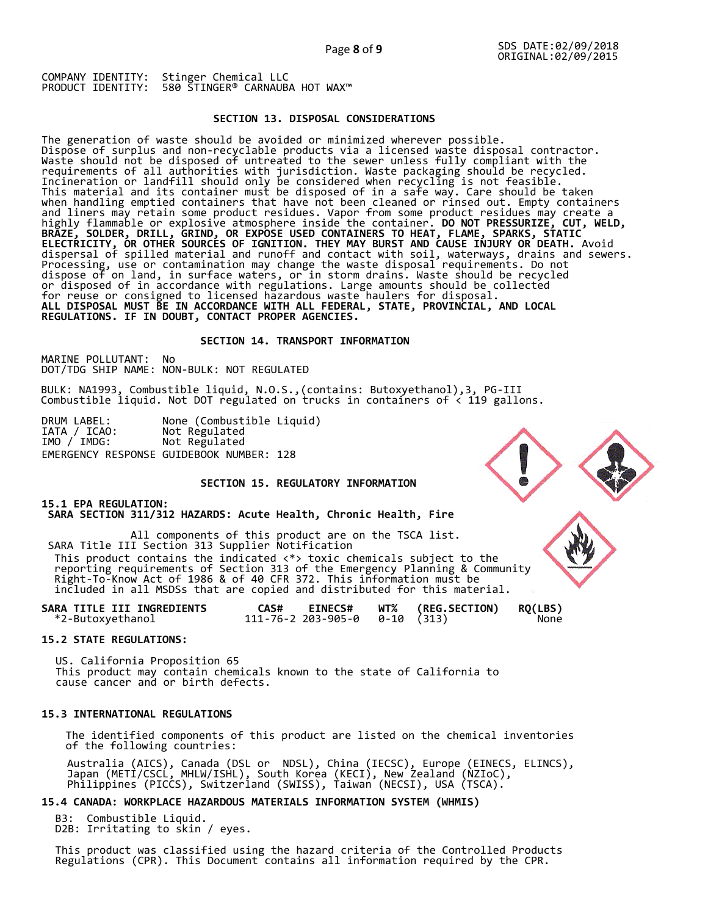COMPANY IDENTITY: Stinger Chemical LLC
PRODUCT IDENTITY: 580 STINGER® CARNAUBA HOT WAX™

## SECTION 13. DISPOSAL CONSIDERATIONS

The generation of waste should be avoided or minimized wherever possible. Dispose of surplus and non-recyclable products via a licensed waste disposal contractor. Waste should not be disposed of untreated to the sewer unless fully compliant with the requirements of all authorities with jurisdiction. Waste packaging should be recycled. Incineration or landfill should only be considered when recycling is not feasible. This material and its container must be disposed of in a safe way. Care should be taken when handling emptied containers that have not been cleaned or rinsed out. Empty containers and liners may retain some product residues. Vapor from some product residues may create a highly flammable or explosive atmosphere inside the container. **DO NOT PRESSURIZE, CUT, WELD, BRAZE, SOLDER, DRILL, GRIND, OR EXPOSE USED CONTAINERS TO HEAT, FLAME, SPARKS, STATIC ELECTRICITY, OR OTHER SOURCES OF IGNITION. THEY MAY BURST AND CAUSE INJURY OR DEATH.** Avoid dispersal of spilled material and runoff and contact with soil, waterways, drains and sewers. Processing, use or contamination may change the waste disposal requirements. Do not dispose of on land, in surface waters, or in storm drains. Waste should be recycled or disposed of in accordance with regulations. Large amounts should be collected for reuse or consigned to licensed hazardous waste haulers for disposal.
**ALL DISPOSAL MUST BE IN ACCORDANCE WITH ALL FEDERAL, STATE, PROVINCIAL, AND LOCAL REGULATIONS. IF IN DOUBT, CONTACT PROPER AGENCIES.**

## SECTION 14. TRANSPORT INFORMATION

MARINE POLLUTANT: No
DOT/TDG SHIP NAME: NON-BULK: NOT REGULATED

BULK: NA1993, Combustible liquid, N.O.S.,(contains: Butoxyethanol),3, PG-III
Combustible liquid. Not DOT regulated on trucks in containers of < 119 gallons.

DRUM LABEL: None (Combustible Liquid)
IATA / ICAO: Not Regulated
IMO / IMDG: Not Regulated
EMERGENCY RESPONSE GUIDEBOOK NUMBER: 128

## SECTION 15. REGULATORY INFORMATION

### 15.1 EPA REGULATION:

**SARA SECTION 311/312 HAZARDS: Acute Health, Chronic Health, Fire**

All components of this product are on the TSCA list.
SARA Title III Section 313 Supplier Notification
This product contains the indicated <*> toxic chemicals subject to the reporting requirements of Section 313 of the Emergency Planning & Community Right-To-Know Act of 1986 & of 40 CFR 372. This information must be included in all MSDSs that are copied and distributed for this material.

| SARA TITLE III INGREDIENTS | CAS# | EINECS# | WT% | (REG.SECTION) | RQ(LBS) |
|---|---|---|---|---|---|
| *2-Butoxyethanol | 111-76-2 | 203-905-0 | 0-10 | (313) | None |

### 15.2 STATE REGULATIONS:

US. California Proposition 65
This product may contain chemicals known to the state of California to cause cancer and or birth defects.

### 15.3 INTERNATIONAL REGULATIONS

The identified components of this product are listed on the chemical inventories of the following countries:

Australia (AICS), Canada (DSL or NDSL), China (IECSC), Europe (EINECS, ELINCS), Japan (METI/CSCL, MHLW/ISHL), South Korea (KECI), New Zealand (NZIoC), Philippines (PICCS), Switzerland (SWISS), Taiwan (NECSI), USA (TSCA).

### 15.4 CANADA: WORKPLACE HAZARDOUS MATERIALS INFORMATION SYSTEM (WHMIS)

B3: Combustible Liquid.
D2B: Irritating to skin / eyes.

This product was classified using the hazard criteria of the Controlled Products Regulations (CPR). This Document contains all information required by the CPR.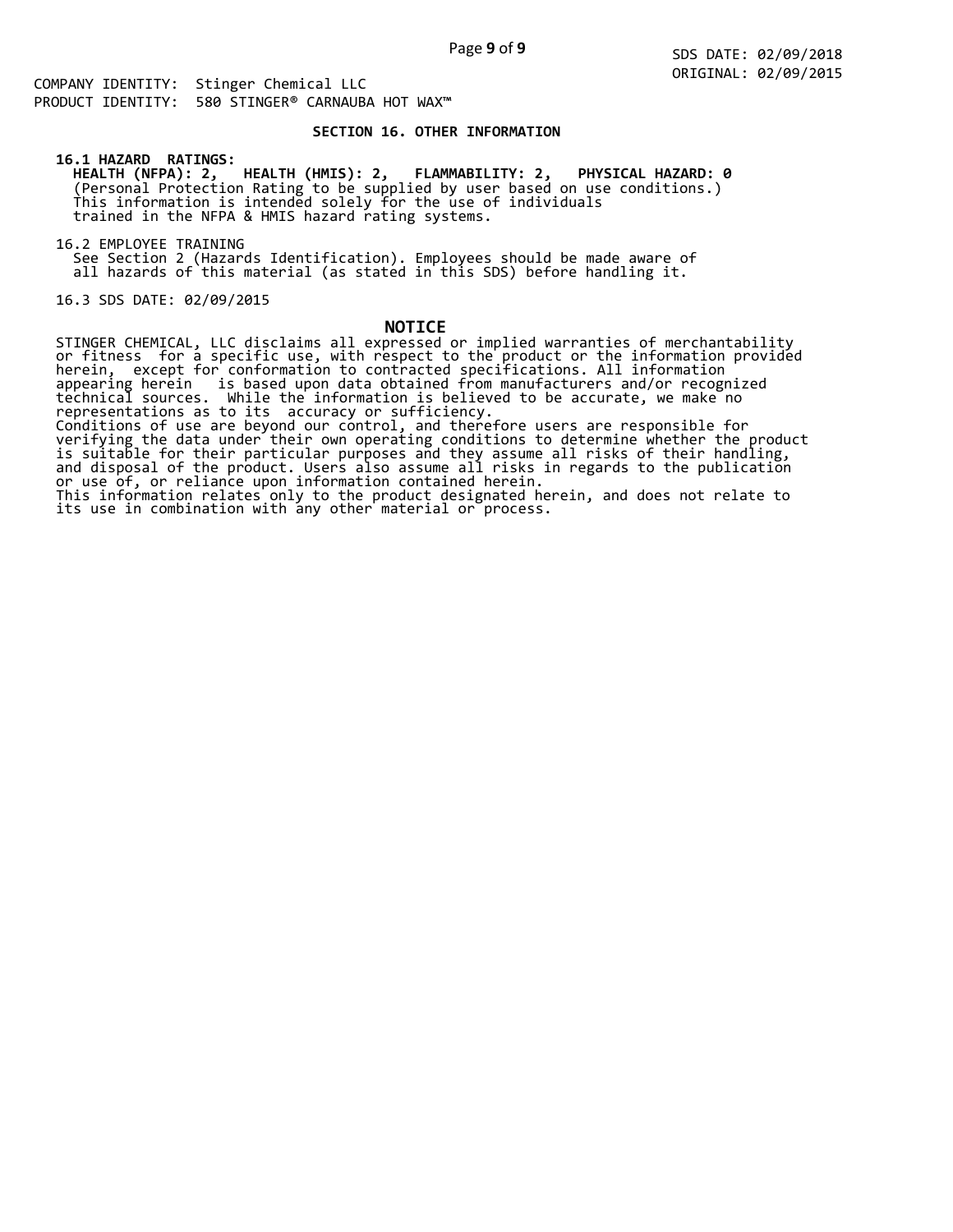COMPANY IDENTITY: Stinger Chemical LLC
PRODUCT IDENTITY: 580 STINGER® CARNAUBA HOT WAX™

## SECTION 16. OTHER INFORMATION

**16.1 HAZARD RATINGS:**
**HEALTH (NFPA): 2, HEALTH (HMIS): 2, FLAMMABILITY: 2, PHYSICAL HAZARD: 0**
(Personal Protection Rating to be supplied by user based on use conditions.)
This information is intended solely for the use of individuals trained in the NFPA & HMIS hazard rating systems.

16.2 EMPLOYEE TRAINING
See Section 2 (Hazards Identification). Employees should be made aware of all hazards of this material (as stated in this SDS) before handling it.

16.3 SDS DATE: 02/09/2015

### NOTICE

STINGER CHEMICAL, LLC disclaims all expressed or implied warranties of merchantability or fitness for a specific use, with respect to the product or the information provided herein, except for conformation to contracted specifications. All information appearing herein is based upon data obtained from manufacturers and/or recognized technical sources. While the information is believed to be accurate, we make no representations as to its accuracy or sufficiency.
Conditions of use are beyond our control, and therefore users are responsible for verifying the data under their own operating conditions to determine whether the product is suitable for their particular purposes and they assume all risks of their handling, and disposal of the product. Users also assume all risks in regards to the publication or use of, or reliance upon information contained herein.
This information relates only to the product designated herein, and does not relate to its use in combination with any other material or process.